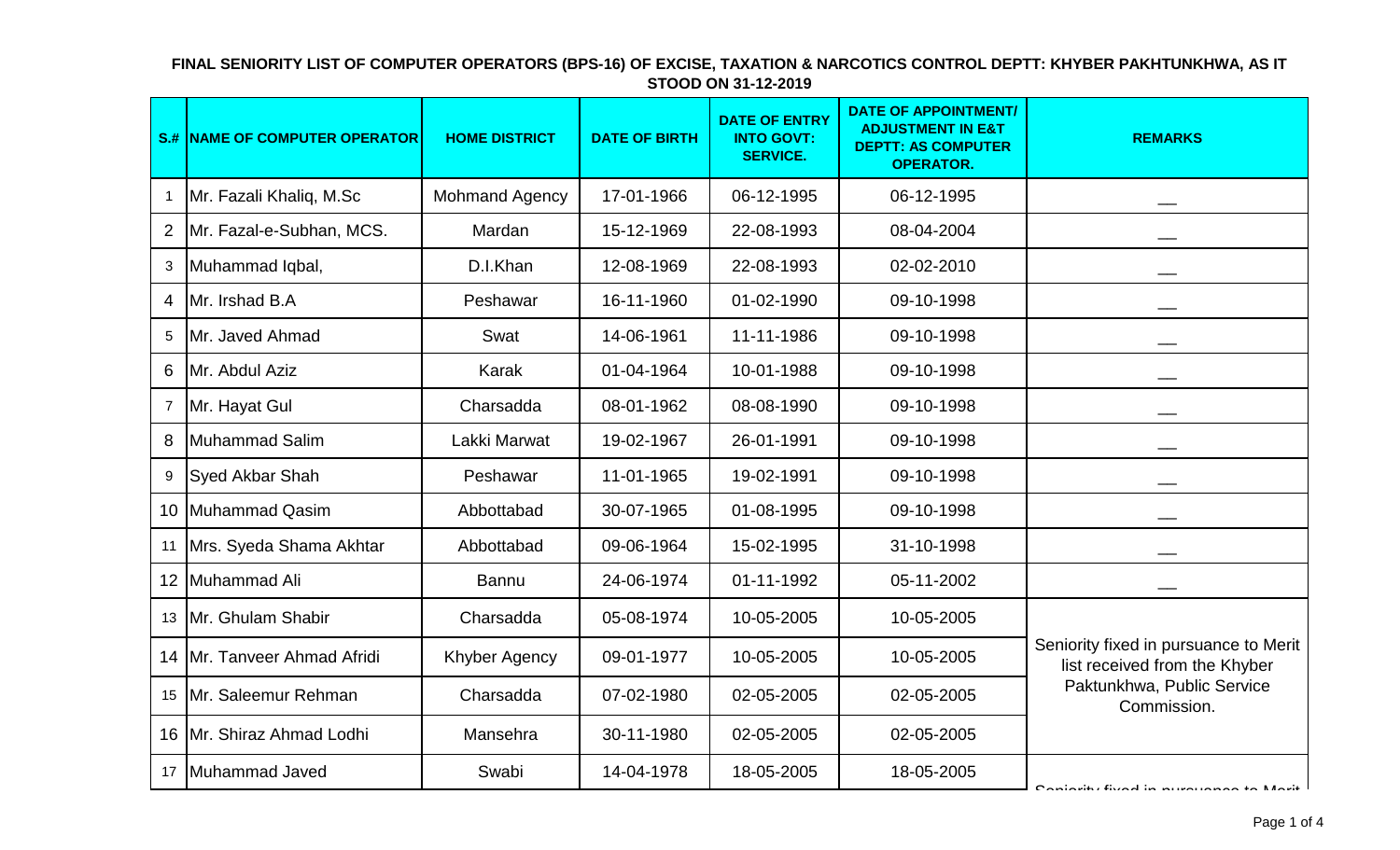**FINAL SENIORITY LIST OF COMPUTER OPERATORS (BPS-16) OF EXCISE, TAXATION & NARCOTICS CONTROL DEPTT: KHYBER PAKHTUNKHWA, AS IT STOOD ON 31-12-2019**

| S.# | NAME OF COMPUTER OPERATOR | HOME DISTRICT | DATE OF BIRTH | DATE OF ENTRY INTO GOVT: SERVICE. | DATE OF APPOINTMENT/ ADJUSTMENT IN E&T DEPTT: AS COMPUTER OPERATOR. | REMARKS |
|---|---|---|---|---|---|---|
| 1 | Mr. Fazali Khaliq, M.Sc | Mohmand Agency | 17-01-1966 | 06-12-1995 | 06-12-1995 | __ |
| 2 | Mr. Fazal-e-Subhan, MCS. | Mardan | 15-12-1969 | 22-08-1993 | 08-04-2004 | __ |
| 3 | Muhammad Iqbal, | D.I.Khan | 12-08-1969 | 22-08-1993 | 02-02-2010 | __ |
| 4 | Mr. Irshad B.A | Peshawar | 16-11-1960 | 01-02-1990 | 09-10-1998 | __ |
| 5 | Mr. Javed Ahmad | Swat | 14-06-1961 | 11-11-1986 | 09-10-1998 | __ |
| 6 | Mr. Abdul Aziz | Karak | 01-04-1964 | 10-01-1988 | 09-10-1998 | __ |
| 7 | Mr. Hayat Gul | Charsadda | 08-01-1962 | 08-08-1990 | 09-10-1998 | __ |
| 8 | Muhammad Salim | Lakki Marwat | 19-02-1967 | 26-01-1991 | 09-10-1998 | __ |
| 9 | Syed Akbar Shah | Peshawar | 11-01-1965 | 19-02-1991 | 09-10-1998 | __ |
| 10 | Muhammad Qasim | Abbottabad | 30-07-1965 | 01-08-1995 | 09-10-1998 | __ |
| 11 | Mrs. Syeda Shama Akhtar | Abbottabad | 09-06-1964 | 15-02-1995 | 31-10-1998 | __ |
| 12 | Muhammad Ali | Bannu | 24-06-1974 | 01-11-1992 | 05-11-2002 | __ |
| 13 | Mr. Ghulam Shabir | Charsadda | 05-08-1974 | 10-05-2005 | 10-05-2005 | Seniority fixed in pursuance to Merit list received from the Khyber Paktunkhwa, Public Service Commission. |
| 14 | Mr. Tanveer Ahmad Afridi | Khyber Agency | 09-01-1977 | 10-05-2005 | 10-05-2005 | |
| 15 | Mr. Saleemur Rehman | Charsadda | 07-02-1980 | 02-05-2005 | 02-05-2005 | |
| 16 | Mr. Shiraz Ahmad Lodhi | Mansehra | 30-11-1980 | 02-05-2005 | 02-05-2005 | |
| 17 | Muhammad Javed | Swabi | 14-04-1978 | 18-05-2005 | 18-05-2005 | Seniority fixed in pursuance to Merit |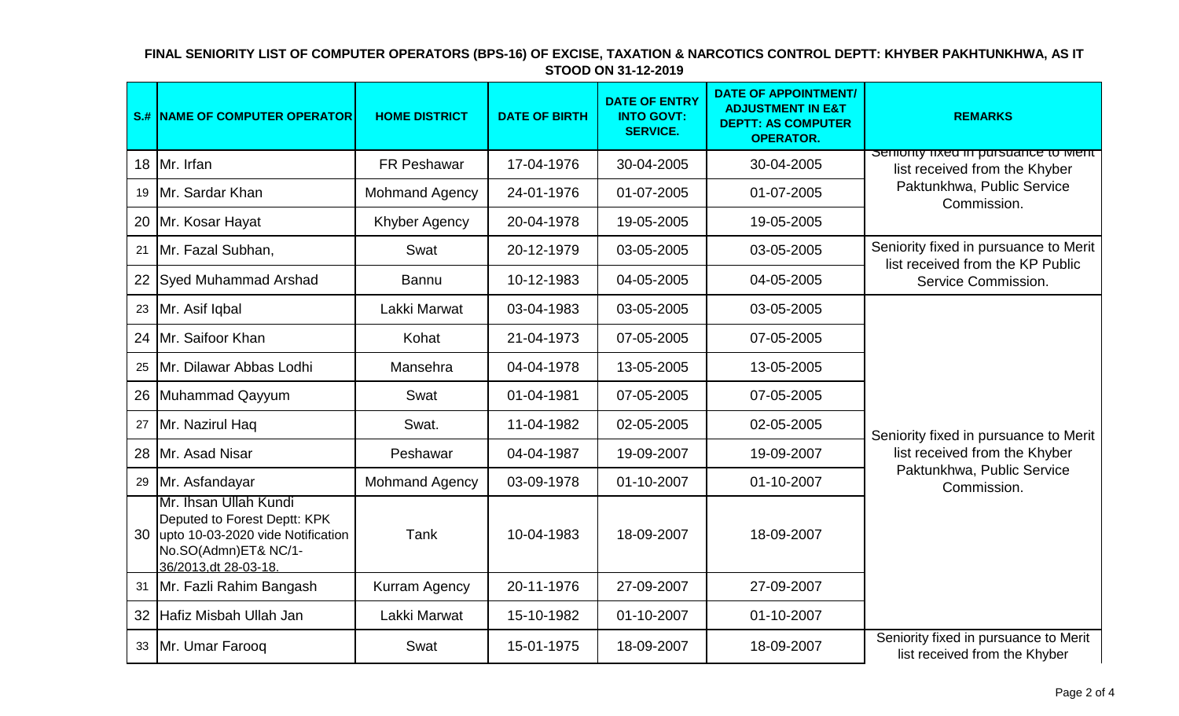**FINAL SENIORITY LIST OF COMPUTER OPERATORS (BPS-16) OF EXCISE, TAXATION & NARCOTICS CONTROL DEPTT: KHYBER PAKHTUNKHWA, AS IT STOOD ON 31-12-2019**

| S.# | NAME OF COMPUTER OPERATOR | HOME DISTRICT | DATE OF BIRTH | DATE OF ENTRY INTO GOVT: SERVICE. | DATE OF APPOINTMENT/ ADJUSTMENT IN E&T DEPTT: AS COMPUTER OPERATOR. | REMARKS |
|---|---|---|---|---|---|---|
| 18 | Mr. Irfan | FR Peshawar | 17-04-1976 | 30-04-2005 | 30-04-2005 | Seniority fixed in pursuance to Merit list received from the Khyber Paktunkhwa, Public Service Commission. |
| 19 | Mr. Sardar Khan | Mohmand Agency | 24-01-1976 | 01-07-2005 | 01-07-2005 | |
| 20 | Mr. Kosar Hayat | Khyber Agency | 20-04-1978 | 19-05-2005 | 19-05-2005 | |
| 21 | Mr. Fazal Subhan, | Swat | 20-12-1979 | 03-05-2005 | 03-05-2005 | Seniority fixed in pursuance to Merit list received from the KP Public Service Commission. |
| 22 | Syed Muhammad Arshad | Bannu | 10-12-1983 | 04-05-2005 | 04-05-2005 | |
| 23 | Mr. Asif Iqbal | Lakki Marwat | 03-04-1983 | 03-05-2005 | 03-05-2005 | Seniority fixed in pursuance to Merit list received from the Khyber Paktunkhwa, Public Service Commission. |
| 24 | Mr. Saifoor Khan | Kohat | 21-04-1973 | 07-05-2005 | 07-05-2005 | |
| 25 | Mr. Dilawar Abbas Lodhi | Mansehra | 04-04-1978 | 13-05-2005 | 13-05-2005 | |
| 26 | Muhammad Qayyum | Swat | 01-04-1981 | 07-05-2005 | 07-05-2005 | |
| 27 | Mr. Nazirul Haq | Swat. | 11-04-1982 | 02-05-2005 | 02-05-2005 | |
| 28 | Mr. Asad Nisar | Peshawar | 04-04-1987 | 19-09-2007 | 19-09-2007 | |
| 29 | Mr. Asfandayar | Mohmand Agency | 03-09-1978 | 01-10-2007 | 01-10-2007 | |
| 30 | Mr. Ihsan Ullah Kundi Deputed to Forest Deptt: KPK upto 10-03-2020 vide Notification No.SO(Admn)ET& NC/1-36/2013,dt 28-03-18. | Tank | 10-04-1983 | 18-09-2007 | 18-09-2007 | |
| 31 | Mr. Fazli Rahim Bangash | Kurram Agency | 20-11-1976 | 27-09-2007 | 27-09-2007 | |
| 32 | Hafiz Misbah Ullah Jan | Lakki Marwat | 15-10-1982 | 01-10-2007 | 01-10-2007 | |
| 33 | Mr. Umar Farooq | Swat | 15-01-1975 | 18-09-2007 | 18-09-2007 | Seniority fixed in pursuance to Merit list received from the Khyber |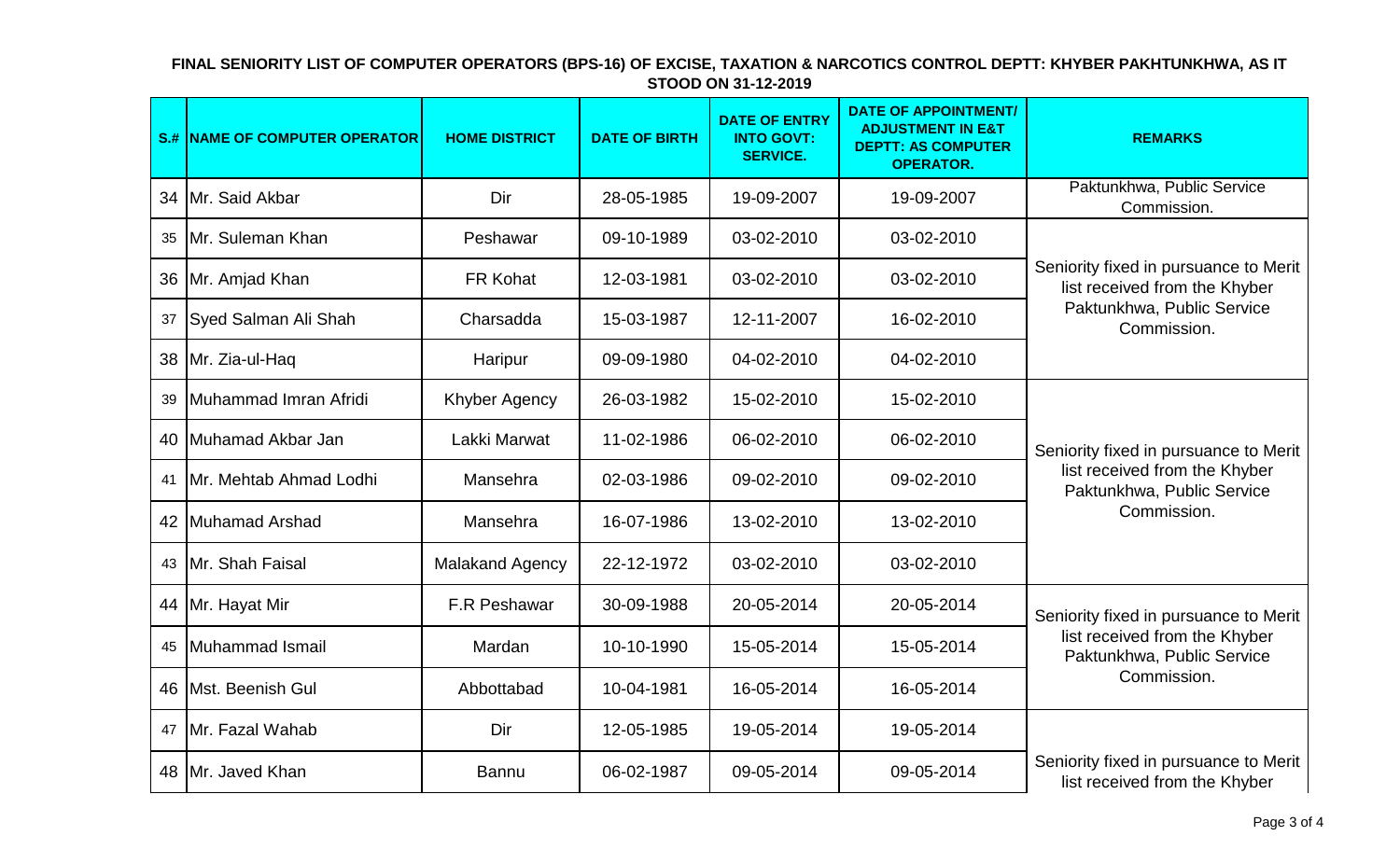**FINAL SENIORITY LIST OF COMPUTER OPERATORS (BPS-16) OF EXCISE, TAXATION & NARCOTICS CONTROL DEPTT: KHYBER PAKHTUNKHWA, AS IT STOOD ON 31-12-2019**

| S.# | NAME OF COMPUTER OPERATOR | HOME DISTRICT | DATE OF BIRTH | DATE OF ENTRY INTO GOVT: SERVICE. | DATE OF APPOINTMENT/ ADJUSTMENT IN E&T DEPTT: AS COMPUTER OPERATOR. | REMARKS |
|---|---|---|---|---|---|---|
| 34 | Mr. Said Akbar | Dir | 28-05-1985 | 19-09-2007 | 19-09-2007 | Paktunkhwa, Public Service Commission. |
| 35 | Mr. Suleman Khan | Peshawar | 09-10-1989 | 03-02-2010 | 03-02-2010 | Seniority fixed in pursuance to Merit list received from the Khyber Paktunkhwa, Public Service Commission. |
| 36 | Mr. Amjad Khan | FR Kohat | 12-03-1981 | 03-02-2010 | 03-02-2010 | |
| 37 | Syed Salman Ali Shah | Charsadda | 15-03-1987 | 12-11-2007 | 16-02-2010 | |
| 38 | Mr. Zia-ul-Haq | Haripur | 09-09-1980 | 04-02-2010 | 04-02-2010 | |
| 39 | Muhammad Imran Afridi | Khyber Agency | 26-03-1982 | 15-02-2010 | 15-02-2010 | Seniority fixed in pursuance to Merit list received from the Khyber Paktunkhwa, Public Service Commission. |
| 40 | Muhamad Akbar Jan | Lakki Marwat | 11-02-1986 | 06-02-2010 | 06-02-2010 | |
| 41 | Mr. Mehtab Ahmad Lodhi | Mansehra | 02-03-1986 | 09-02-2010 | 09-02-2010 | |
| 42 | Muhamad Arshad | Mansehra | 16-07-1986 | 13-02-2010 | 13-02-2010 | |
| 43 | Mr. Shah Faisal | Malakand Agency | 22-12-1972 | 03-02-2010 | 03-02-2010 | |
| 44 | Mr. Hayat Mir | F.R Peshawar | 30-09-1988 | 20-05-2014 | 20-05-2014 | Seniority fixed in pursuance to Merit list received from the Khyber Paktunkhwa, Public Service Commission. |
| 45 | Muhammad Ismail | Mardan | 10-10-1990 | 15-05-2014 | 15-05-2014 | |
| 46 | Mst. Beenish Gul | Abbottabad | 10-04-1981 | 16-05-2014 | 16-05-2014 | |
| 47 | Mr. Fazal Wahab | Dir | 12-05-1985 | 19-05-2014 | 19-05-2014 | Seniority fixed in pursuance to Merit list received from the Khyber |
| 48 | Mr. Javed Khan | Bannu | 06-02-1987 | 09-05-2014 | 09-05-2014 | |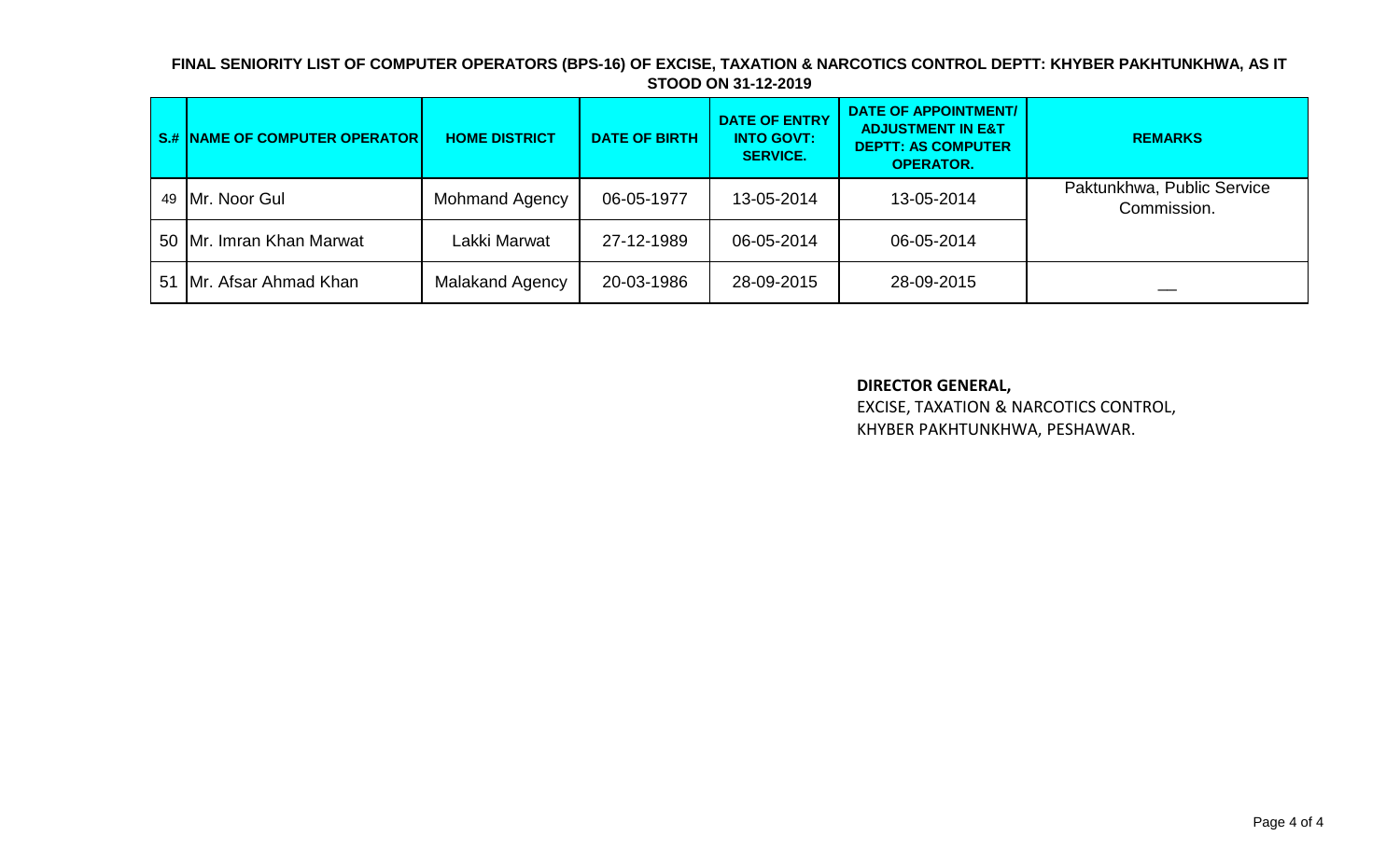**FINAL SENIORITY LIST OF COMPUTER OPERATORS (BPS-16) OF EXCISE, TAXATION & NARCOTICS CONTROL DEPTT: KHYBER PAKHTUNKHWA, AS IT STOOD ON 31-12-2019**

| S.# | NAME OF COMPUTER OPERATOR | HOME DISTRICT | DATE OF BIRTH | DATE OF ENTRY INTO GOVT: SERVICE. | DATE OF APPOINTMENT/ ADJUSTMENT IN E&T DEPTT: AS COMPUTER OPERATOR. | REMARKS |
|---|---|---|---|---|---|---|
| 49 | Mr. Noor Gul | Mohmand Agency | 06-05-1977 | 13-05-2014 | 13-05-2014 | Paktunkhwa, Public Service Commission. |
| 50 | Mr. Imran Khan Marwat | Lakki Marwat | 27-12-1989 | 06-05-2014 | 06-05-2014 | |
| 51 | Mr. Afsar Ahmad Khan | Malakand Agency | 20-03-1986 | 28-09-2015 | 28-09-2015 | __ |

**DIRECTOR GENERAL,**
EXCISE, TAXATION & NARCOTICS CONTROL,
KHYBER PAKHTUNKHWA, PESHAWAR.